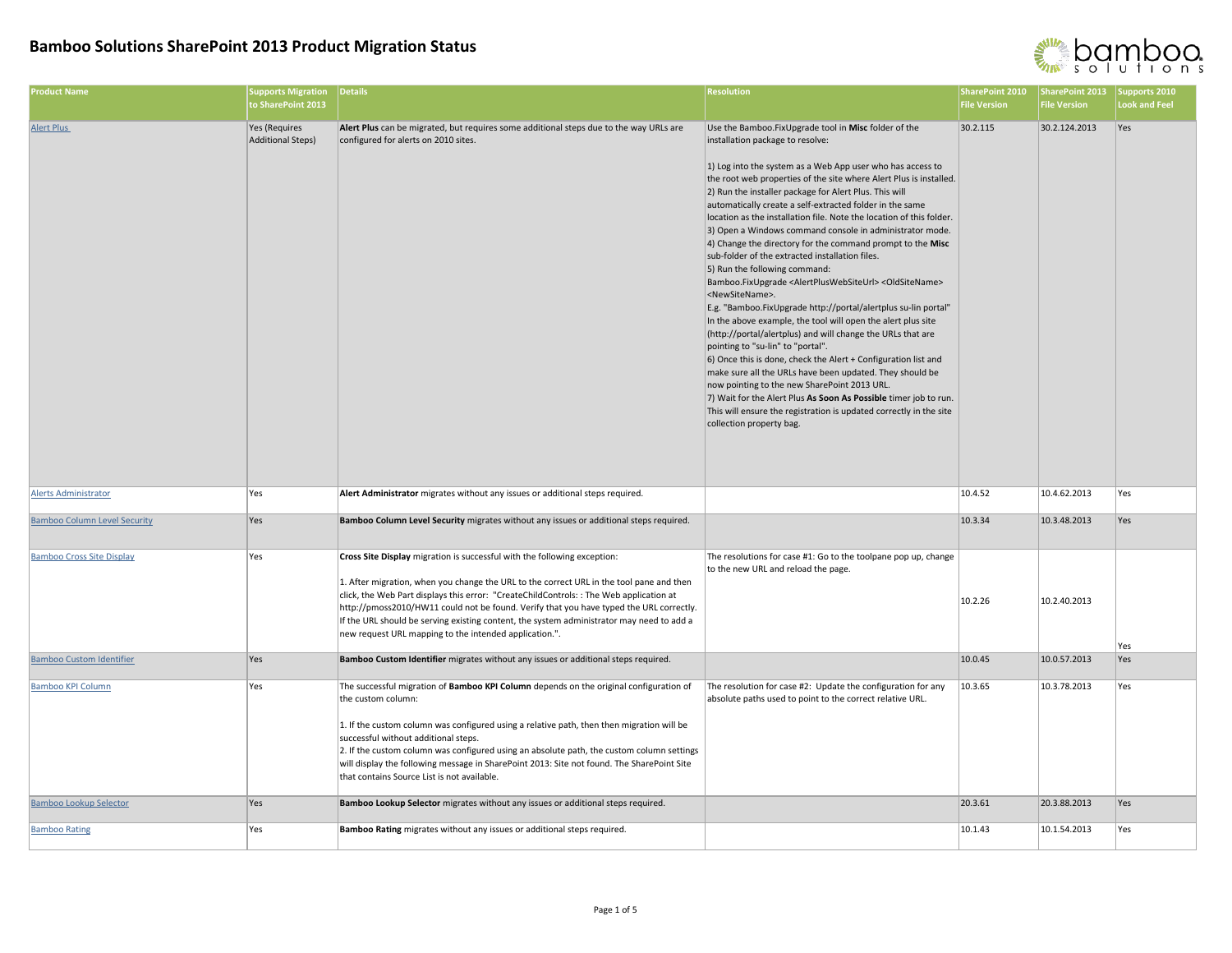# Bamboo Solutions SharePoint 2013 Product Migration Status

| Product Name | Supports Migration to SharePoint 2013 | Details | Resolution | SharePoint 2010 File Version | SharePoint 2013 File Version | Supports 2010 Look and Feel |
|---|---|---|---|---|---|---|
| Alert Plus | Yes (Requires Additional Steps) | **Alert Plus** can be migrated, but requires some additional steps due to the way URLs are configured for alerts on 2010 sites. | Use the Bamboo.FixUpgrade tool in **Misc** folder of the installation package to resolve:<br><br>1) Log into the system as a Web App user who has access to the root web properties of the site where Alert Plus is installed.<br>2) Run the installer package for Alert Plus. This will automatically create a self-extracted folder in the same location as the installation file. Note the location of this folder.<br>3) Open a Windows command console in administrator mode.<br>4) Change the directory for the command prompt to the **Misc** sub-folder of the extracted installation files.<br>5) Run the following command: Bamboo.FixUpgrade <AlertPlusWebSiteUrl> <OldSiteName> <NewSiteName>.<br>E.g. "Bamboo.FixUpgrade http://portal/alertplus su-lin portal"<br>In the above example, the tool will open the alert plus site (http://portal/alertplus) and will change the URLs that are pointing to "su-lin" to "portal".<br>6) Once this is done, check the Alert + Configuration list and make sure all the URLs have been updated. They should be now pointing to the new SharePoint 2013 URL.<br>7) Wait for the Alert Plus **As Soon As Possible** timer job to run. This will ensure the registration is updated correctly in the site collection property bag. | 30.2.115 | 30.2.124.2013 | Yes |
| Alerts Administrator | Yes | **Alert Administrator** migrates without any issues or additional steps required. | | 10.4.52 | 10.4.62.2013 | Yes |
| Bamboo Column Level Security | Yes | **Bamboo Column Level Security** migrates without any issues or additional steps required. | | 10.3.34 | 10.3.48.2013 | Yes |
| Bamboo Cross Site Display | Yes | **Cross Site Display** migration is successful with the following exception:<br><br>1. After migration, when you change the URL to the correct URL in the tool pane and then click, the Web Part displays this error: "CreateChildControls: : The Web application at http://pmoss2010/HW11 could not be found. Verify that you have typed the URL correctly. If the URL should be serving existing content, the system administrator may need to add a new request URL mapping to the intended application.". | The resolutions for case #1: Go to the toolpane pop up, change to the new URL and reload the page. | 10.2.26 | 10.2.40.2013 | Yes |
| Bamboo Custom Identifier | Yes | **Bamboo Custom Identifier** migrates without any issues or additional steps required. | | 10.0.45 | 10.0.57.2013 | Yes |
| Bamboo KPI Column | Yes | The successful migration of **Bamboo KPI Column** depends on the original configuration of the custom column:<br><br>1. If the custom column was configured using a relative path, then then migration will be successful without additional steps.<br>2. If the custom column was configured using an absolute path, the custom column settings will display the following message in SharePoint 2013: Site not found. The SharePoint Site that contains Source List is not available. | The resolution for case #2: Update the configuration for any absolute paths used to point to the correct relative URL. | 10.3.65 | 10.3.78.2013 | Yes |
| Bamboo Lookup Selector | Yes | **Bamboo Lookup Selector** migrates without any issues or additional steps required. | | 20.3.61 | 20.3.88.2013 | Yes |
| Bamboo Rating | Yes | **Bamboo Rating** migrates without any issues or additional steps required. | | 10.1.43 | 10.1.54.2013 | Yes |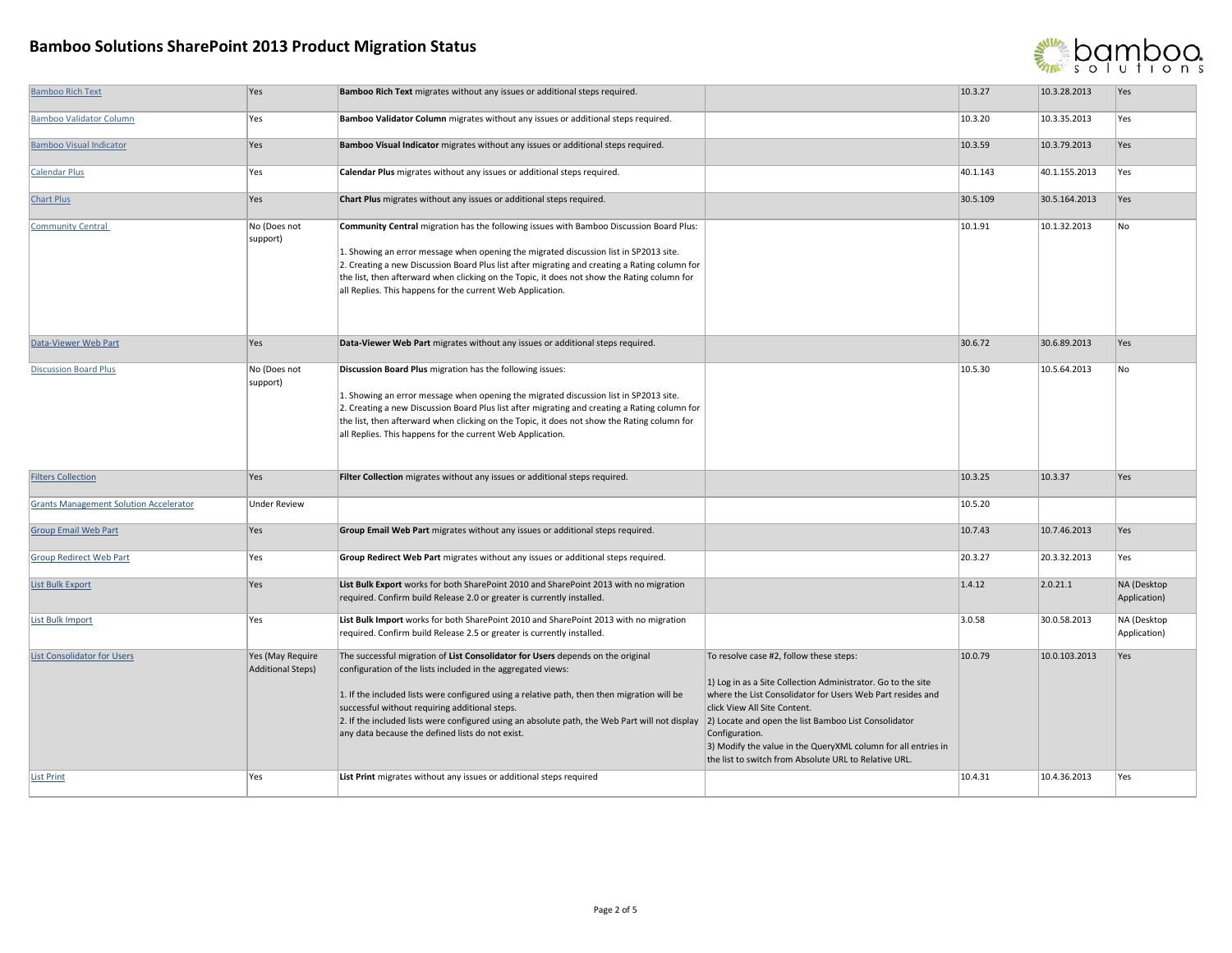# Bamboo Solutions SharePoint 2013 Product Migration Status

| | | | | | | |
|---|---|---|---|---|---|---|
| Bamboo Rich Text | Yes | **Bamboo Rich Text** migrates without any issues or additional steps required. | | 10.3.27 | 10.3.28.2013 | Yes |
| Bamboo Validator Column | Yes | **Bamboo Validator Column** migrates without any issues or additional steps required. | | 10.3.20 | 10.3.35.2013 | Yes |
| Bamboo Visual Indicator | Yes | **Bamboo Visual Indicator** migrates without any issues or additional steps required. | | 10.3.59 | 10.3.79.2013 | Yes |
| Calendar Plus | Yes | **Calendar Plus** migrates without any issues or additional steps required. | | 40.1.143 | 40.1.155.2013 | Yes |
| Chart Plus | Yes | **Chart Plus** migrates without any issues or additional steps required. | | 30.5.109 | 30.5.164.2013 | Yes |
| Community Central | No (Does not support) | **Community Central** migration has the following issues with Bamboo Discussion Board Plus:<br><br>1. Showing an error message when opening the migrated discussion list in SP2013 site.<br>2. Creating a new Discussion Board Plus list after migrating and creating a Rating column for the list, then afterward when clicking on the Topic, it does not show the Rating column for all Replies. This happens for the current Web Application. | | 10.1.91 | 10.1.32.2013 | No |
| Data-Viewer Web Part | Yes | **Data-Viewer Web Part** migrates without any issues or additional steps required. | | 30.6.72 | 30.6.89.2013 | Yes |
| Discussion Board Plus | No (Does not support) | **Discussion Board Plus** migration has the following issues:<br><br>1. Showing an error message when opening the migrated discussion list in SP2013 site.<br>2. Creating a new Discussion Board Plus list after migrating and creating a Rating column for the list, then afterward when clicking on the Topic, it does not show the Rating column for all Replies. This happens for the current Web Application. | | 10.5.30 | 10.5.64.2013 | No |
| Filters Collection | Yes | **Filter Collection** migrates without any issues or additional steps required. | | 10.3.25 | 10.3.37 | Yes |
| Grants Management Solution Accelerator | Under Review | | | 10.5.20 | | |
| Group Email Web Part | Yes | **Group Email Web Part** migrates without any issues or additional steps required. | | 10.7.43 | 10.7.46.2013 | Yes |
| Group Redirect Web Part | Yes | **Group Redirect Web Part** migrates without any issues or additional steps required. | | 20.3.27 | 20.3.32.2013 | Yes |
| List Bulk Export | Yes | **List Bulk Export** works for both SharePoint 2010 and SharePoint 2013 with no migration required. Confirm build Release 2.0 or greater is currently installed. | | 1.4.12 | 2.0.21.1 | NA (Desktop Application) |
| List Bulk Import | Yes | **List Bulk Import** works for both SharePoint 2010 and SharePoint 2013 with no migration required. Confirm build Release 2.5 or greater is currently installed. | | 3.0.58 | 30.0.58.2013 | NA (Desktop Application) |
| List Consolidator for Users | Yes (May Require Additional Steps) | The successful migration of **List Consolidator for Users** depends on the original configuration of the lists included in the aggregated views:<br><br>1. If the included lists were configured using a relative path, then then migration will be successful without requiring additional steps.<br>2. If the included lists were configured using an absolute path, the Web Part will not display any data because the defined lists do not exist. | To resolve case #2, follow these steps:<br><br>1) Log in as a Site Collection Administrator. Go to the site where the List Consolidator for Users Web Part resides and click View All Site Content.<br>2) Locate and open the list Bamboo List Consolidator Configuration.<br>3) Modify the value in the QueryXML column for all entries in the list to switch from Absolute URL to Relative URL. | 10.0.79 | 10.0.103.2013 | Yes |
| List Print | Yes | **List Print** migrates without any issues or additional steps required | | 10.4.31 | 10.4.36.2013 | Yes |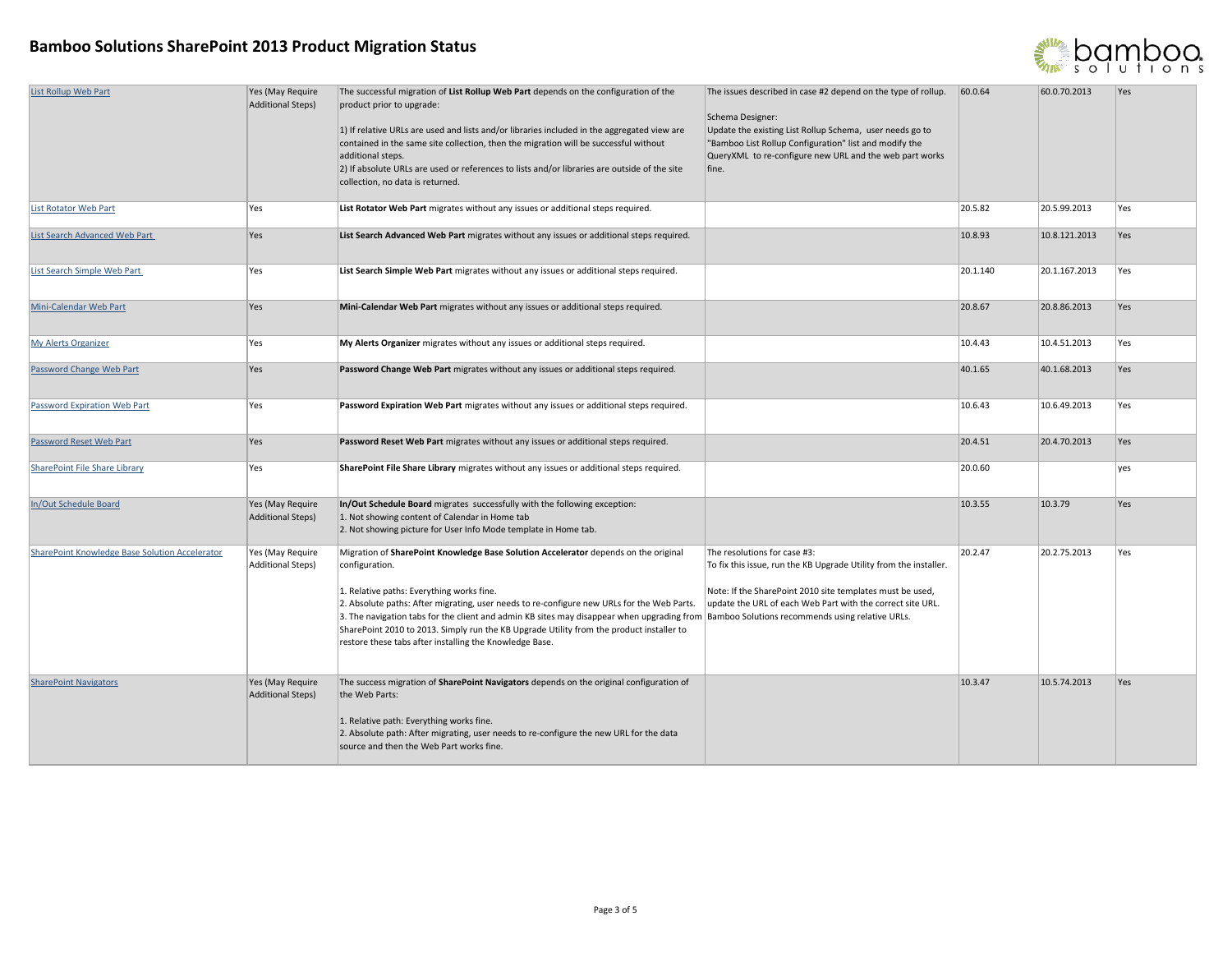# Bamboo Solutions SharePoint 2013 Product Migration Status

| | | | | | | |
|---|---|---|---|---|---|---|
| List Rollup Web Part | Yes (May Require Additional Steps) | The successful migration of **List Rollup Web Part** depends on the configuration of the product prior to upgrade:<br><br>1) If relative URLs are used and lists and/or libraries included in the aggregated view are contained in the same site collection, then the migration will be successful without additional steps.<br>2) If absolute URLs are used or references to lists and/or libraries are outside of the site collection, no data is returned. | The issues described in case #2 depend on the type of rollup.<br><br>Schema Designer:<br>Update the existing List Rollup Schema, user needs go to "Bamboo List Rollup Configuration" list and modify the QueryXML to re-configure new URL and the web part works fine. | 60.0.64 | 60.0.70.2013 | Yes |
| List Rotator Web Part | Yes | **List Rotator Web Part** migrates without any issues or additional steps required. | | 20.5.82 | 20.5.99.2013 | Yes |
| List Search Advanced Web Part | Yes | **List Search Advanced Web Part** migrates without any issues or additional steps required. | | 10.8.93 | 10.8.121.2013 | Yes |
| List Search Simple Web Part | Yes | **List Search Simple Web Part** migrates without any issues or additional steps required. | | 20.1.140 | 20.1.167.2013 | Yes |
| Mini-Calendar Web Part | Yes | **Mini-Calendar Web Part** migrates without any issues or additional steps required. | | 20.8.67 | 20.8.86.2013 | Yes |
| My Alerts Organizer | Yes | **My Alerts Organizer** migrates without any issues or additional steps required. | | 10.4.43 | 10.4.51.2013 | Yes |
| Password Change Web Part | Yes | **Password Change Web Part** migrates without any issues or additional steps required. | | 40.1.65 | 40.1.68.2013 | Yes |
| Password Expiration Web Part | Yes | **Password Expiration Web Part** migrates without any issues or additional steps required. | | 10.6.43 | 10.6.49.2013 | Yes |
| Password Reset Web Part | Yes | **Password Reset Web Part** migrates without any issues or additional steps required. | | 20.4.51 | 20.4.70.2013 | Yes |
| SharePoint File Share Library | Yes | **SharePoint File Share Library** migrates without any issues or additional steps required. | | 20.0.60 | | yes |
| In/Out Schedule Board | Yes (May Require Additional Steps) | **In/Out Schedule Board** migrates successfully with the following exception:<br>1. Not showing content of Calendar in Home tab<br>2. Not showing picture for User Info Mode template in Home tab. | | 10.3.55 | 10.3.79 | Yes |
| SharePoint Knowledge Base Solution Accelerator | Yes (May Require Additional Steps) | Migration of **SharePoint Knowledge Base Solution Accelerator** depends on the original configuration.<br><br>1. Relative paths: Everything works fine.<br>2. Absolute paths: After migrating, user needs to re-configure new URLs for the Web Parts.<br>3. The navigation tabs for the client and admin KB sites may disappear when upgrading from SharePoint 2010 to 2013. Simply run the KB Upgrade Utility from the product installer to restore these tabs after installing the Knowledge Base. | The resolutions for case #3:<br>To fix this issue, run the KB Upgrade Utility from the installer.<br><br>Note: If the SharePoint 2010 site templates must be used, update the URL of each Web Part with the correct site URL. Bamboo Solutions recommends using relative URLs. | 20.2.47 | 20.2.75.2013 | Yes |
| SharePoint Navigators | Yes (May Require Additional Steps) | The success migration of **SharePoint Navigators** depends on the original configuration of the Web Parts:<br><br>1. Relative path: Everything works fine.<br>2. Absolute path: After migrating, user needs to re-configure the new URL for the data source and then the Web Part works fine. | | 10.3.47 | 10.5.74.2013 | Yes |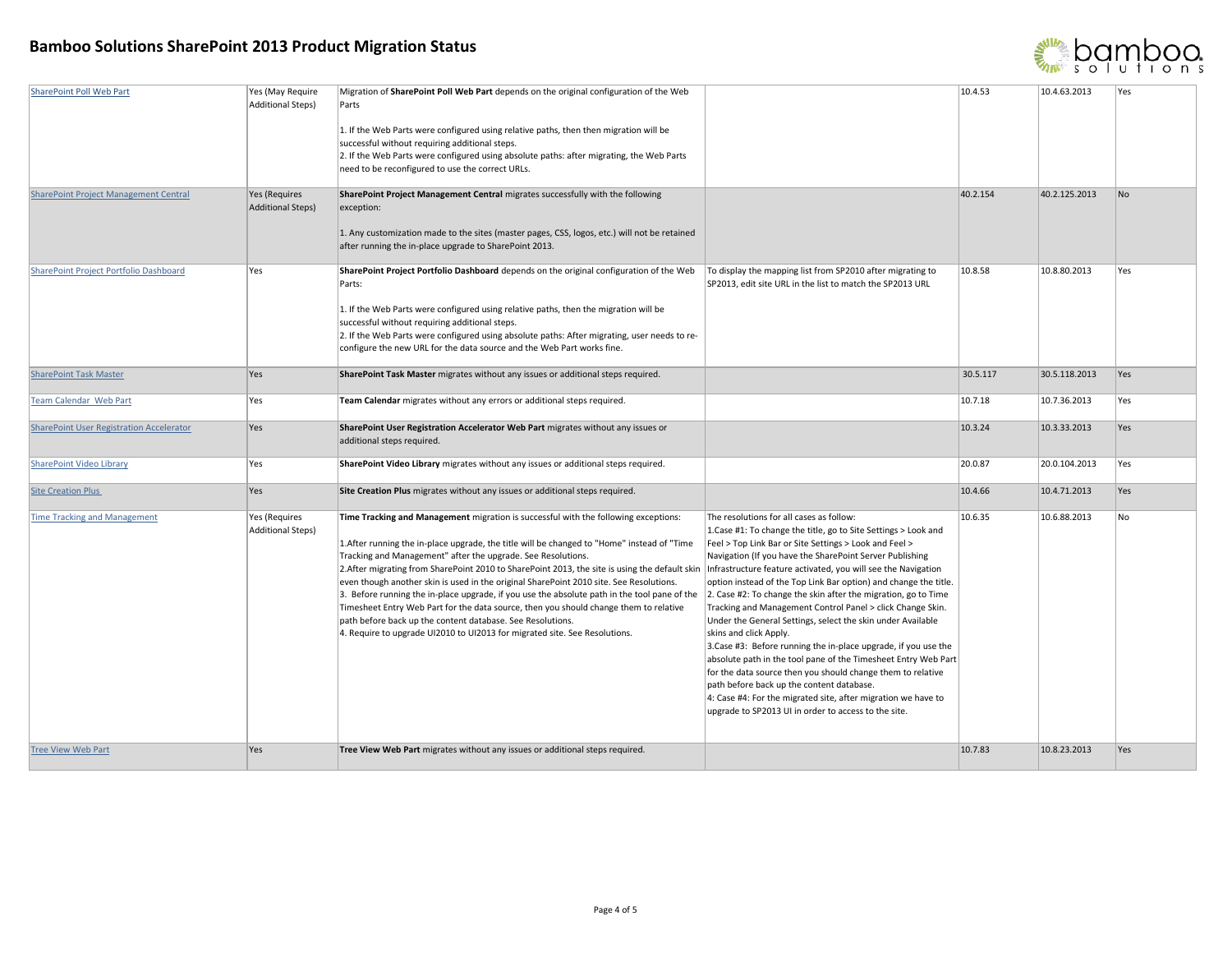# Bamboo Solutions SharePoint 2013 Product Migration Status

| | | | | | | |
|---|---|---|---|---|---|---|
| SharePoint Poll Web Part | Yes (May Require Additional Steps) | Migration of **SharePoint Poll Web Part** depends on the original configuration of the Web Parts<br><br>1. If the Web Parts were configured using relative paths, then then migration will be successful without requiring additional steps.<br>2. If the Web Parts were configured using absolute paths: after migrating, the Web Parts need to be reconfigured to use the correct URLs. | | 10.4.53 | 10.4.63.2013 | Yes |
| SharePoint Project Management Central | Yes (Requires Additional Steps) | **SharePoint Project Management Central** migrates successfully with the following exception:<br><br>1. Any customization made to the sites (master pages, CSS, logos, etc.) will not be retained after running the in-place upgrade to SharePoint 2013. | | 40.2.154 | 40.2.125.2013 | No |
| SharePoint Project Portfolio Dashboard | Yes | **SharePoint Project Portfolio Dashboard** depends on the original configuration of the Web Parts:<br><br>1. If the Web Parts were configured using relative paths, then the migration will be successful without requiring additional steps.<br>2. If the Web Parts were configured using absolute paths: After migrating, user needs to re-configure the new URL for the data source and the Web Part works fine. | To display the mapping list from SP2010 after migrating to SP2013, edit site URL in the list to match the SP2013 URL | 10.8.58 | 10.8.80.2013 | Yes |
| SharePoint Task Master | Yes | **SharePoint Task Master** migrates without any issues or additional steps required. | | 30.5.117 | 30.5.118.2013 | Yes |
| Team Calendar Web Part | Yes | **Team Calendar** migrates without any errors or additional steps required. | | 10.7.18 | 10.7.36.2013 | Yes |
| SharePoint User Registration Accelerator | Yes | **SharePoint User Registration Accelerator Web Part** migrates without any issues or additional steps required. | | 10.3.24 | 10.3.33.2013 | Yes |
| SharePoint Video Library | Yes | **SharePoint Video Library** migrates without any issues or additional steps required. | | 20.0.87 | 20.0.104.2013 | Yes |
| Site Creation Plus | Yes | **Site Creation Plus** migrates without any issues or additional steps required. | | 10.4.66 | 10.4.71.2013 | Yes |
| Time Tracking and Management | Yes (Requires Additional Steps) | **Time Tracking and Management** migration is successful with the following exceptions:<br><br>1.After running the in-place upgrade, the title will be changed to "Home" instead of "Time Tracking and Management" after the upgrade. See Resolutions.<br>2.After migrating from SharePoint 2010 to SharePoint 2013, the site is using the default skin even though another skin is used in the original SharePoint 2010 site. See Resolutions.<br>3. Before running the in-place upgrade, if you use the absolute path in the tool pane of the Timesheet Entry Web Part for the data source, then you should change them to relative path before back up the content database. See Resolutions.<br>4. Require to upgrade UI2010 to UI2013 for migrated site. See Resolutions. | The resolutions for all cases as follow:<br>1.Case #1: To change the title, go to Site Settings > Look and Feel > Top Link Bar or Site Settings > Look and Feel > Navigation (If you have the SharePoint Server Publishing Infrastructure feature activated, you will see the Navigation option instead of the Top Link Bar option) and change the title.<br>2. Case #2: To change the skin after the migration, go to Time Tracking and Management Control Panel > click Change Skin. Under the General Settings, select the skin under Available skins and click Apply.<br>3.Case #3: Before running the in-place upgrade, if you use the absolute path in the tool pane of the Timesheet Entry Web Part for the data source then you should change them to relative path before back up the content database.<br>4: Case #4: For the migrated site, after migration we have to upgrade to SP2013 UI in order to access to the site. | 10.6.35 | 10.6.88.2013 | No |
| Tree View Web Part | Yes | **Tree View Web Part** migrates without any issues or additional steps required. | | 10.7.83 | 10.8.23.2013 | Yes |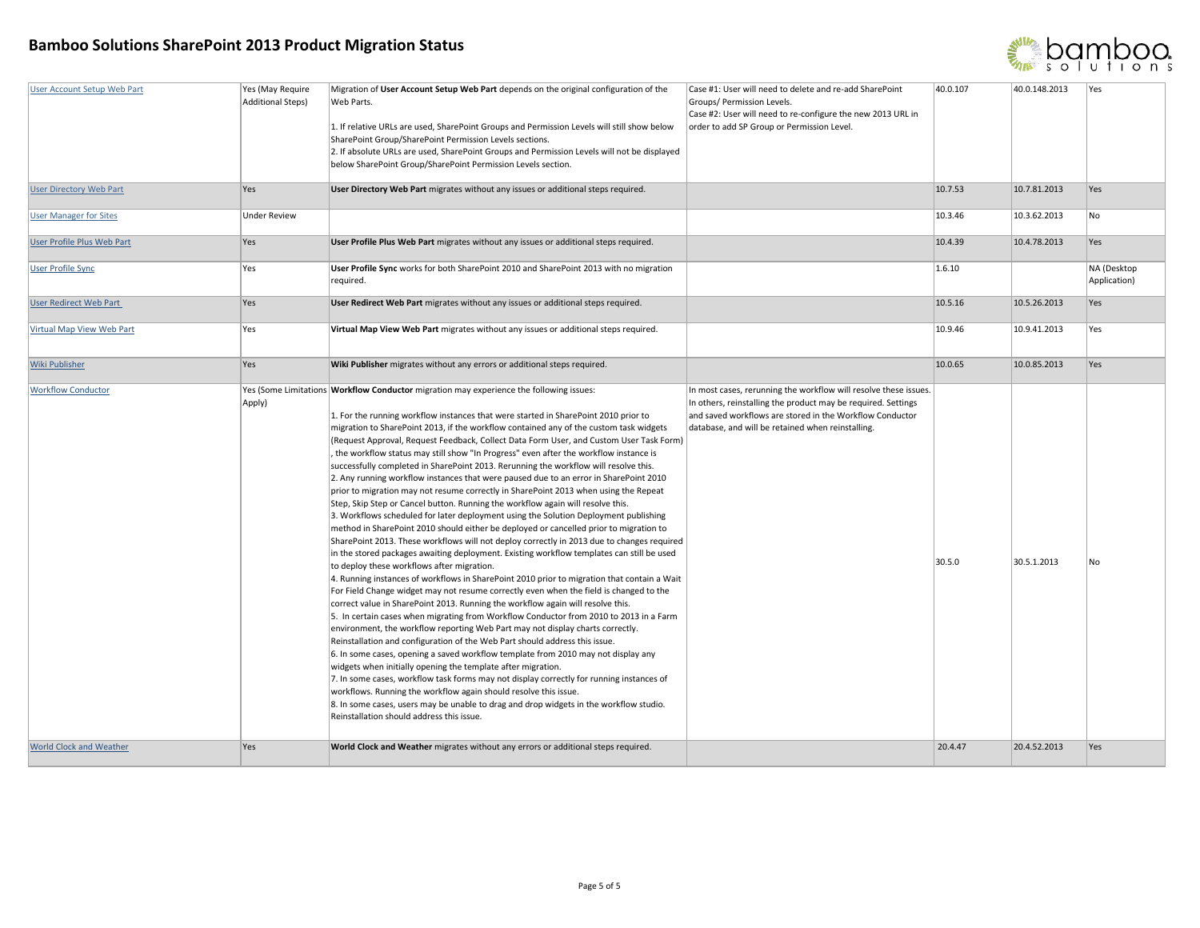# Bamboo Solutions SharePoint 2013 Product Migration Status

| | | | | | | |
|---|---|---|---|---|---|---|
| User Account Setup Web Part | Yes (May Require Additional Steps) | Migration of **User Account Setup Web Part** depends on the original configuration of the Web Parts.<br><br>1. If relative URLs are used, SharePoint Groups and Permission Levels will still show below SharePoint Group/SharePoint Permission Levels sections.<br>2. If absolute URLs are used, SharePoint Groups and Permission Levels will not be displayed below SharePoint Group/SharePoint Permission Levels section. | Case #1: User will need to delete and re-add SharePoint Groups/ Permission Levels.<br>Case #2: User will need to re-configure the new 2013 URL in order to add SP Group or Permission Level. | 40.0.107 | 40.0.148.2013 | Yes |
| User Directory Web Part | Yes | **User Directory Web Part** migrates without any issues or additional steps required. | | 10.7.53 | 10.7.81.2013 | Yes |
| User Manager for Sites | Under Review | | | 10.3.46 | 10.3.62.2013 | No |
| User Profile Plus Web Part | Yes | **User Profile Plus Web Part** migrates without any issues or additional steps required. | | 10.4.39 | 10.4.78.2013 | Yes |
| User Profile Sync | Yes | **User Profile Sync** works for both SharePoint 2010 and SharePoint 2013 with no migration required. | | 1.6.10 | | NA (Desktop Application) |
| User Redirect Web Part | Yes | **User Redirect Web Part** migrates without any issues or additional steps required. | | 10.5.16 | 10.5.26.2013 | Yes |
| Virtual Map View Web Part | Yes | **Virtual Map View Web Part** migrates without any issues or additional steps required. | | 10.9.46 | 10.9.41.2013 | Yes |
| Wiki Publisher | Yes | **Wiki Publisher** migrates without any errors or additional steps required. | | 10.0.65 | 10.0.85.2013 | Yes |
| Workflow Conductor | Yes (Some Limitations Apply) | **Workflow Conductor** migration may experience the following issues:<br><br>1. For the running workflow instances that were started in SharePoint 2010 prior to migration to SharePoint 2013, if the workflow contained any of the custom task widgets (Request Approval, Request Feedback, Collect Data Form User, and Custom User Task Form) , the workflow status may still show "In Progress" even after the workflow instance is successfully completed in SharePoint 2013. Rerunning the workflow will resolve this.<br>2. Any running workflow instances that were paused due to an error in SharePoint 2010 prior to migration may not resume correctly in SharePoint 2013 when using the Repeat Step, Skip Step or Cancel button. Running the workflow again will resolve this.<br>3. Workflows scheduled for later deployment using the Solution Deployment publishing method in SharePoint 2010 should either be deployed or cancelled prior to migration to SharePoint 2013. These workflows will not deploy correctly in 2013 due to changes required in the stored packages awaiting deployment. Existing workflow templates can still be used to deploy these workflows after migration.<br>4. Running instances of workflows in SharePoint 2010 prior to migration that contain a Wait For Field Change widget may not resume correctly even when the field is changed to the correct value in SharePoint 2013. Running the workflow again will resolve this.<br>5. In certain cases when migrating from Workflow Conductor from 2010 to 2013 in a Farm environment, the workflow reporting Web Part may not display charts correctly. Reinstallation and configuration of the Web Part should address this issue.<br>6. In some cases, opening a saved workflow template from 2010 may not display any widgets when initially opening the template after migration.<br>7. In some cases, workflow task forms may not display correctly for running instances of workflows. Running the workflow again should resolve this issue.<br>8. In some cases, users may be unable to drag and drop widgets in the workflow studio. Reinstallation should address this issue. | In most cases, rerunning the workflow will resolve these issues. In others, reinstalling the product may be required. Settings and saved workflows are stored in the Workflow Conductor database, and will be retained when reinstalling. | 30.5.0 | 30.5.1.2013 | No |
| World Clock and Weather | Yes | **World Clock and Weather** migrates without any errors or additional steps required. | | 20.4.47 | 20.4.52.2013 | Yes |